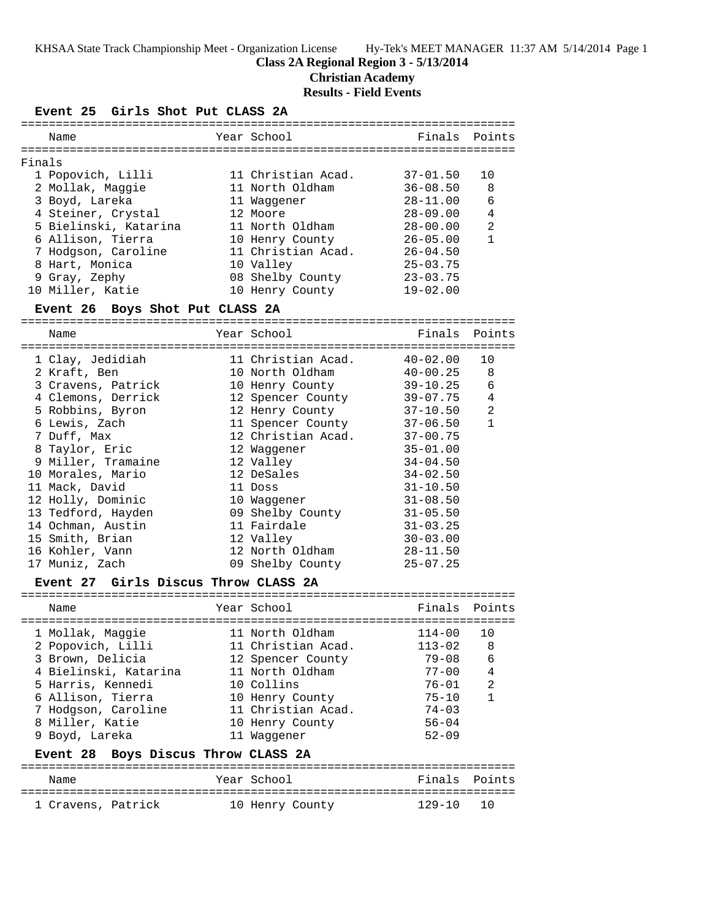**Class 2A Regional Region 3 - 5/13/2014**

**Christian Academy**

**Results - Field Events**

### Event 25 Girls Shot Put CLASS 2A

Finals

| Place | Name | Year | School | Finals | Points |
|---|---|---|---|---|---|
| 1 | Popovich, Lilli | 11 | Christian Acad. | 37-01.50 | 10 |
| 2 | Mollak, Maggie | 11 | North Oldham | 36-08.50 | 8 |
| 3 | Boyd, Lareka | 11 | Waggener | 28-11.00 | 6 |
| 4 | Steiner, Crystal | 12 | Moore | 28-09.00 | 4 |
| 5 | Bielinski, Katarina | 11 | North Oldham | 28-00.00 | 2 |
| 6 | Allison, Tierra | 10 | Henry County | 26-05.00 | 1 |
| 7 | Hodgson, Caroline | 11 | Christian Acad. | 26-04.50 | |
| 8 | Hart, Monica | 10 | Valley | 25-03.75 | |
| 9 | Gray, Zephy | 08 | Shelby County | 23-03.75 | |
| 10 | Miller, Katie | 10 | Henry County | 19-02.00 | |

### Event 26 Boys Shot Put CLASS 2A

| Place | Name | Year | School | Finals | Points |
|---|---|---|---|---|---|
| 1 | Clay, Jedidiah | 11 | Christian Acad. | 40-02.00 | 10 |
| 2 | Kraft, Ben | 10 | North Oldham | 40-00.25 | 8 |
| 3 | Cravens, Patrick | 10 | Henry County | 39-10.25 | 6 |
| 4 | Clemons, Derrick | 12 | Spencer County | 39-07.75 | 4 |
| 5 | Robbins, Byron | 12 | Henry County | 37-10.50 | 2 |
| 6 | Lewis, Zach | 11 | Spencer County | 37-06.50 | 1 |
| 7 | Duff, Max | 12 | Christian Acad. | 37-00.75 | |
| 8 | Taylor, Eric | 12 | Waggener | 35-01.00 | |
| 9 | Miller, Tramaine | 12 | Valley | 34-04.50 | |
| 10 | Morales, Mario | 12 | DeSales | 34-02.50 | |
| 11 | Mack, David | 11 | Doss | 31-10.50 | |
| 12 | Holly, Dominic | 10 | Waggener | 31-08.50 | |
| 13 | Tedford, Hayden | 09 | Shelby County | 31-05.50 | |
| 14 | Ochman, Austin | 11 | Fairdale | 31-03.25 | |
| 15 | Smith, Brian | 12 | Valley | 30-03.00 | |
| 16 | Kohler, Vann | 12 | North Oldham | 28-11.50 | |
| 17 | Muniz, Zach | 09 | Shelby County | 25-07.25 | |

### Event 27 Girls Discus Throw CLASS 2A

| Place | Name | Year | School | Finals | Points |
|---|---|---|---|---|---|
| 1 | Mollak, Maggie | 11 | North Oldham | 114-00 | 10 |
| 2 | Popovich, Lilli | 11 | Christian Acad. | 113-02 | 8 |
| 3 | Brown, Delicia | 12 | Spencer County | 79-08 | 6 |
| 4 | Bielinski, Katarina | 11 | North Oldham | 77-00 | 4 |
| 5 | Harris, Kennedi | 10 | Collins | 76-01 | 2 |
| 6 | Allison, Tierra | 10 | Henry County | 75-10 | 1 |
| 7 | Hodgson, Caroline | 11 | Christian Acad. | 74-03 | |
| 8 | Miller, Katie | 10 | Henry County | 56-04 | |
| 9 | Boyd, Lareka | 11 | Waggener | 52-09 | |

### Event 28 Boys Discus Throw CLASS 2A

| Place | Name | Year | School | Finals | Points |
|---|---|---|---|---|---|
| 1 | Cravens, Patrick | 10 | Henry County | 129-10 | 10 |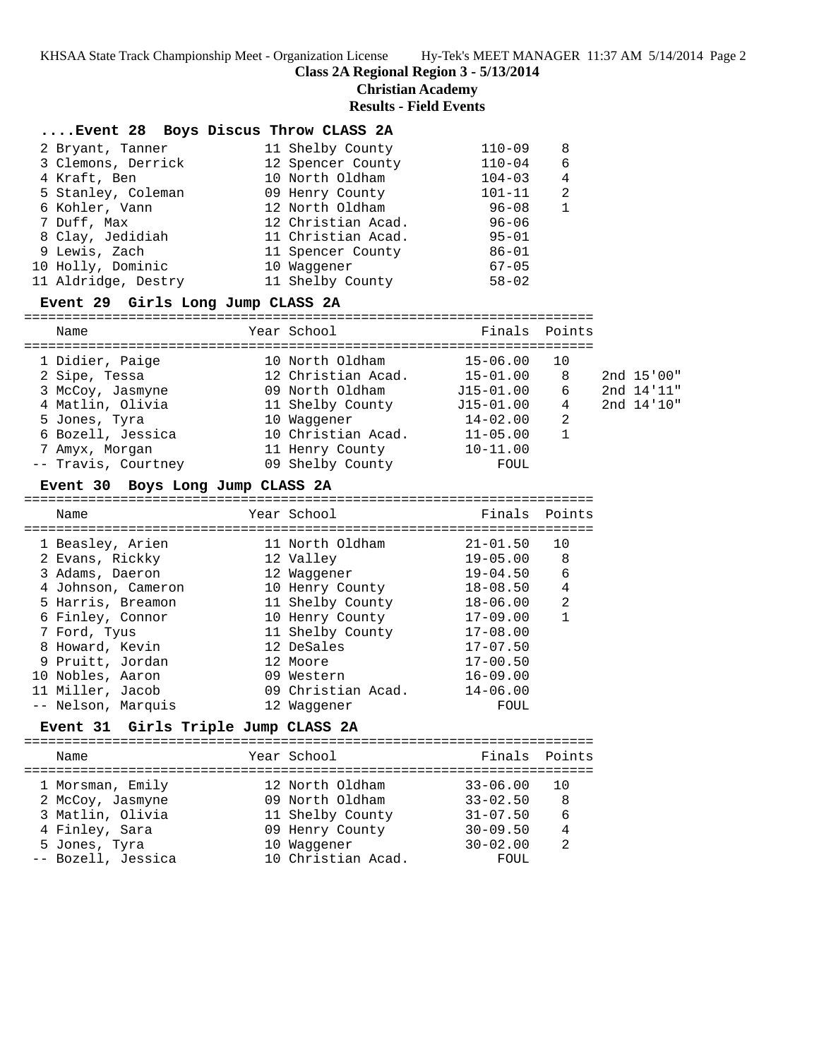**Class 2A Regional Region 3 - 5/13/2014**

**Christian Academy**

**Results - Field Events**

### ....Event 28 Boys Discus Throw CLASS 2A

| Place | Name | Year | School | Finals | Points |
|---|---|---|---|---|---|
| 2 | Bryant, Tanner | 11 | Shelby County | 110-09 | 8 |
| 3 | Clemons, Derrick | 12 | Spencer County | 110-04 | 6 |
| 4 | Kraft, Ben | 10 | North Oldham | 104-03 | 4 |
| 5 | Stanley, Coleman | 09 | Henry County | 101-11 | 2 |
| 6 | Kohler, Vann | 12 | North Oldham | 96-08 | 1 |
| 7 | Duff, Max | 12 | Christian Acad. | 96-06 | |
| 8 | Clay, Jedidiah | 11 | Christian Acad. | 95-01 | |
| 9 | Lewis, Zach | 11 | Spencer County | 86-01 | |
| 10 | Holly, Dominic | 10 | Waggener | 67-05 | |
| 11 | Aldridge, Destry | 11 | Shelby County | 58-02 | |

### Event 29 Girls Long Jump CLASS 2A

| Place | Name | Year | School | Finals | Points | |
|---|---|---|---|---|---|---|
| 1 | Didier, Paige | 10 | North Oldham | 15-06.00 | 10 | |
| 2 | Sipe, Tessa | 12 | Christian Acad. | 15-01.00 | 8 | 2nd 15'00" |
| 3 | McCoy, Jasmyne | 09 | North Oldham | J15-01.00 | 6 | 2nd 14'11" |
| 4 | Matlin, Olivia | 11 | Shelby County | J15-01.00 | 4 | 2nd 14'10" |
| 5 | Jones, Tyra | 10 | Waggener | 14-02.00 | 2 | |
| 6 | Bozell, Jessica | 10 | Christian Acad. | 11-05.00 | 1 | |
| 7 | Amyx, Morgan | 11 | Henry County | 10-11.00 | | |
| -- | Travis, Courtney | 09 | Shelby County | FOUL | | |

### Event 30 Boys Long Jump CLASS 2A

| Place | Name | Year | School | Finals | Points |
|---|---|---|---|---|---|
| 1 | Beasley, Arien | 11 | North Oldham | 21-01.50 | 10 |
| 2 | Evans, Rickky | 12 | Valley | 19-05.00 | 8 |
| 3 | Adams, Daeron | 12 | Waggener | 19-04.50 | 6 |
| 4 | Johnson, Cameron | 10 | Henry County | 18-08.50 | 4 |
| 5 | Harris, Breamon | 11 | Shelby County | 18-06.00 | 2 |
| 6 | Finley, Connor | 10 | Henry County | 17-09.00 | 1 |
| 7 | Ford, Tyus | 11 | Shelby County | 17-08.00 | |
| 8 | Howard, Kevin | 12 | DeSales | 17-07.50 | |
| 9 | Pruitt, Jordan | 12 | Moore | 17-00.50 | |
| 10 | Nobles, Aaron | 09 | Western | 16-09.00 | |
| 11 | Miller, Jacob | 09 | Christian Acad. | 14-06.00 | |
| -- | Nelson, Marquis | 12 | Waggener | FOUL | |

### Event 31 Girls Triple Jump CLASS 2A

| Place | Name | Year | School | Finals | Points |
|---|---|---|---|---|---|
| 1 | Morsman, Emily | 12 | North Oldham | 33-06.00 | 10 |
| 2 | McCoy, Jasmyne | 09 | North Oldham | 33-02.50 | 8 |
| 3 | Matlin, Olivia | 11 | Shelby County | 31-07.50 | 6 |
| 4 | Finley, Sara | 09 | Henry County | 30-09.50 | 4 |
| 5 | Jones, Tyra | 10 | Waggener | 30-02.00 | 2 |
| -- | Bozell, Jessica | 10 | Christian Acad. | FOUL | |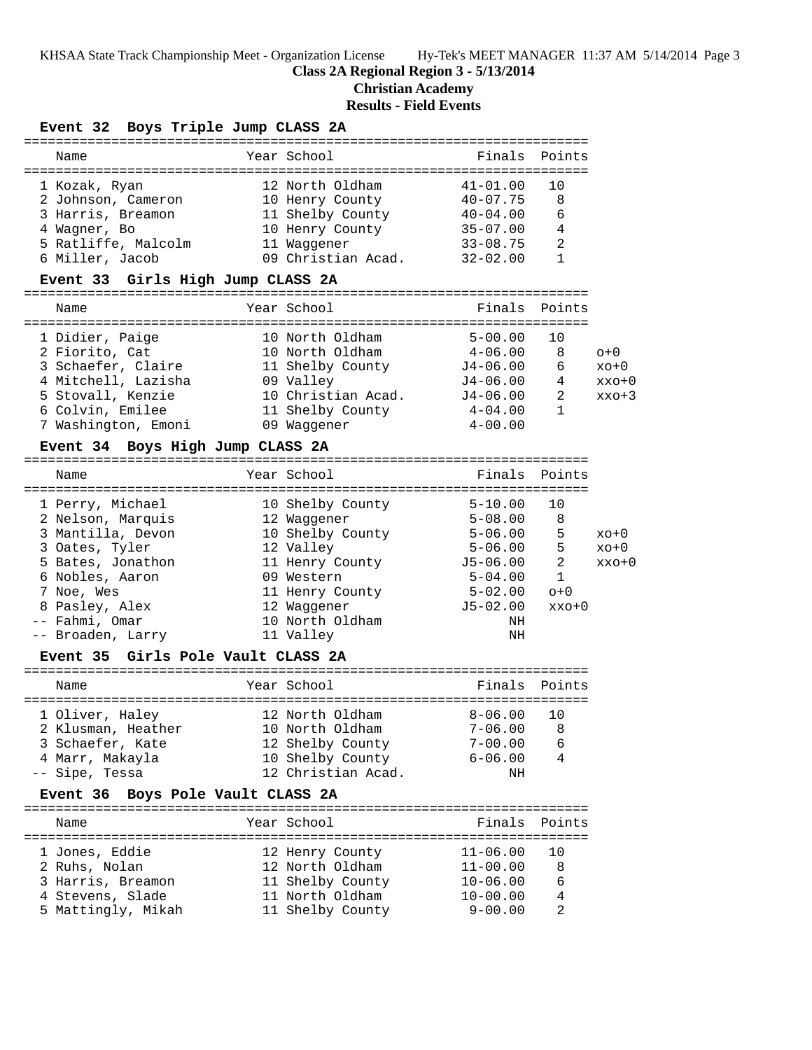## Class 2A Regional Region 3 - 5/13/2014

## Christian Academy

## Results - Field Events

### Event 32 Boys Triple Jump CLASS 2A

| | Name | Year | School | Finals | Points |
|---|---|---|---|---|---|
| 1 | Kozak, Ryan | 12 | North Oldham | 41-01.00 | 10 |
| 2 | Johnson, Cameron | 10 | Henry County | 40-07.75 | 8 |
| 3 | Harris, Breamon | 11 | Shelby County | 40-04.00 | 6 |
| 4 | Wagner, Bo | 10 | Henry County | 35-07.00 | 4 |
| 5 | Ratliffe, Malcolm | 11 | Waggener | 33-08.75 | 2 |
| 6 | Miller, Jacob | 09 | Christian Acad. | 32-02.00 | 1 |

### Event 33 Girls High Jump CLASS 2A

| | Name | Year | School | Finals | Points | |
|---|---|---|---|---|---|---|
| 1 | Didier, Paige | 10 | North Oldham | 5-00.00 | 10 | |
| 2 | Fiorito, Cat | 10 | North Oldham | 4-06.00 | 8 | o+0 |
| 3 | Schaefer, Claire | 11 | Shelby County | J4-06.00 | 6 | xo+0 |
| 4 | Mitchell, Lazisha | 09 | Valley | J4-06.00 | 4 | xxo+0 |
| 5 | Stovall, Kenzie | 10 | Christian Acad. | J4-06.00 | 2 | xxo+3 |
| 6 | Colvin, Emilee | 11 | Shelby County | 4-04.00 | 1 | |
| 7 | Washington, Emoni | 09 | Waggener | 4-00.00 | | |

### Event 34 Boys High Jump CLASS 2A

| | Name | Year | School | Finals | Points | |
|---|---|---|---|---|---|---|
| 1 | Perry, Michael | 10 | Shelby County | 5-10.00 | 10 | |
| 2 | Nelson, Marquis | 12 | Waggener | 5-08.00 | 8 | |
| 3 | Mantilla, Devon | 10 | Shelby County | 5-06.00 | 5 | xo+0 |
| 3 | Oates, Tyler | 12 | Valley | 5-06.00 | 5 | xo+0 |
| 5 | Bates, Jonathon | 11 | Henry County | J5-06.00 | 2 | xxo+0 |
| 6 | Nobles, Aaron | 09 | Western | 5-04.00 | 1 | |
| 7 | Noe, Wes | 11 | Henry County | 5-02.00 | o+0 | |
| 8 | Pasley, Alex | 12 | Waggener | J5-02.00 | xxo+0 | |
| -- | Fahmi, Omar | 10 | North Oldham | NH | | |
| -- | Broaden, Larry | 11 | Valley | NH | | |

### Event 35 Girls Pole Vault CLASS 2A

| | Name | Year | School | Finals | Points |
|---|---|---|---|---|---|
| 1 | Oliver, Haley | 12 | North Oldham | 8-06.00 | 10 |
| 2 | Klusman, Heather | 10 | North Oldham | 7-06.00 | 8 |
| 3 | Schaefer, Kate | 12 | Shelby County | 7-00.00 | 6 |
| 4 | Marr, Makayla | 10 | Shelby County | 6-06.00 | 4 |
| -- | Sipe, Tessa | 12 | Christian Acad. | NH | |

### Event 36 Boys Pole Vault CLASS 2A

| | Name | Year | School | Finals | Points |
|---|---|---|---|---|---|
| 1 | Jones, Eddie | 12 | Henry County | 11-06.00 | 10 |
| 2 | Ruhs, Nolan | 12 | North Oldham | 11-00.00 | 8 |
| 3 | Harris, Breamon | 11 | Shelby County | 10-06.00 | 6 |
| 4 | Stevens, Slade | 11 | North Oldham | 10-00.00 | 4 |
| 5 | Mattingly, Mikah | 11 | Shelby County | 9-00.00 | 2 |